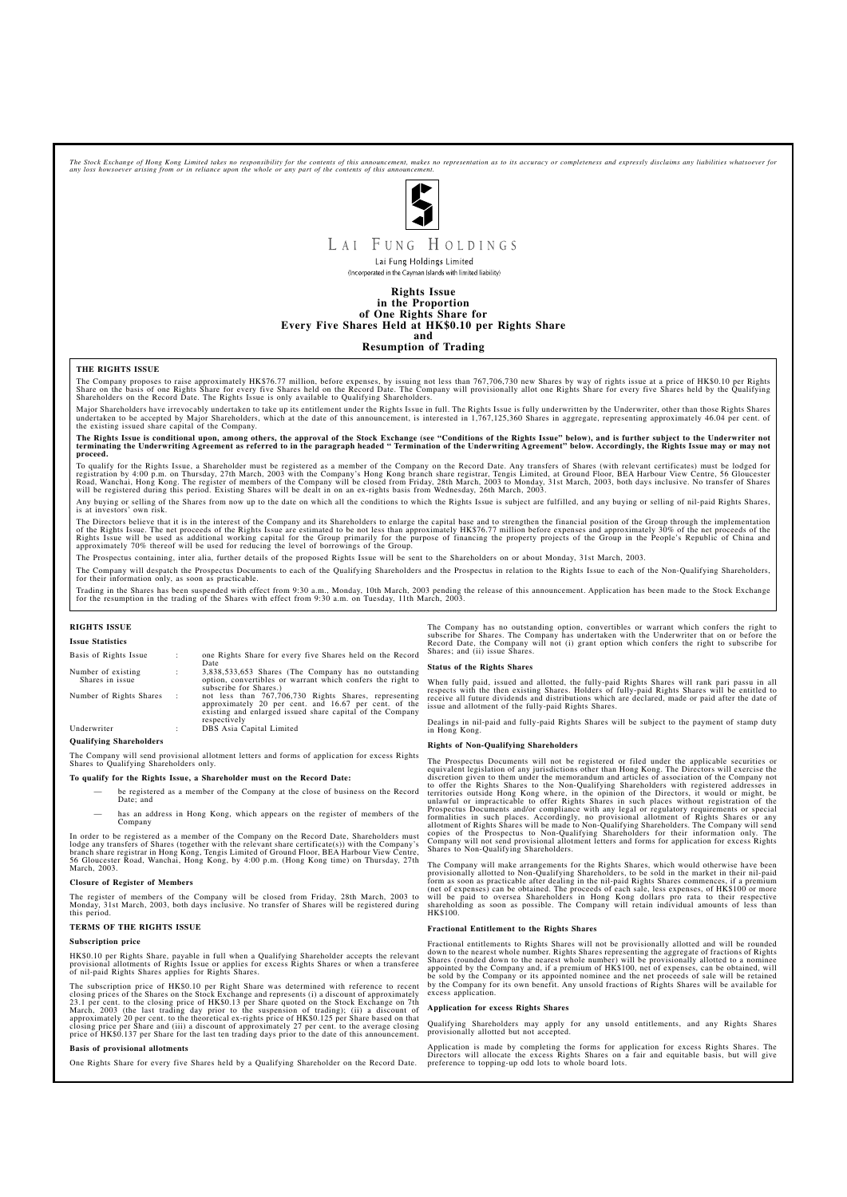*The Stock Exchange of Hong Kong Limited takes no responsibility for the contents of this announcement, makes no representation as to its accuracy or completeness and expressly disclaims any liabilities whatsoever for any loss howsoever arising from or in reliance upon the whole or any part of the contents of this announcement.*

# LAI FUNG HOLDINGS

Lai Fung Holdings Limited

(Incorporated in the Cayman Islands with limited liability)

## Rights Issue in the Proportion of One Rights Share for Every Five Shares Held at HK$0.10 per Rights Share and Resumption of Trading

### THE RIGHTS ISSUE

The Company proposes to raise approximately HK$76.77 million, before expenses, by issuing not less than 767,706,730 new Shares by way of rights issue at a price of HK$0.10 per Rights Share on the basis of one Rights Share for every five Shares held on the Record Date. The Company will provisionally allot one Rights Share for every five Shares held by the Qualifying Shareholders on the Record Date. The Rights Issue is only available to Qualifying Shareholders.

Major Shareholders have irrevocably undertaken to take up its entitlement under the Rights Issue in full. The Rights Issue is fully underwritten by the Underwriter, other than those Rights Shares undertaken to be accepted by Major Shareholders, which at the date of this announcement, is interested in 1,767,125,360 Shares in aggregate, representing approximately 46.04 per cent. of the existing issued share capital of the Company.

**The Rights Issue is conditional upon, among others, the approval of the Stock Exchange (see "Conditions of the Rights Issue" below), and is further subject to the Underwriter not terminating the Underwriting Agreement as referred to in the paragraph headed " Termination of the Underwriting Agreement" below. Accordingly, the Rights Issue may or may not proceed.**

To qualify for the Rights Issue, a Shareholder must be registered as a member of the Company on the Record Date. Any transfers of Shares (with relevant certificates) must be lodged for registration by 4:00 p.m. on Thursday, 27th March, 2003 with the Company's Hong Kong branch share registrar, Tengis Limited, at Ground Floor, BEA Harbour View Centre, 56 Gloucester Road, Wanchai, Hong Kong. The register of members of the Company will be closed from Friday, 28th March, 2003 to Monday, 31st March, 2003, both days inclusive. No transfer of Shares will be registered during this period. Existing Shares will be dealt in on an ex-rights basis from Wednesday, 26th March, 2003.

Any buying or selling of the Shares from now up to the date on which all the conditions to which the Rights Issue is subject are fulfilled, and any buying or selling of nil-paid Rights Shares, is at investors' own risk.

The Directors believe that it is in the interest of the Company and its Shareholders to enlarge the capital base and to strengthen the financial position of the Group through the implementation of the Rights Issue. The net proceeds of the Rights Issue are estimated to be not less than approximately HK$76.77 million before expenses and approximately 30% of the net proceeds of the Rights Issue will be used as additional working capital for the Group primarily for the purpose of financing the property projects of the Group in the People's Republic of China and approximately 70% thereof will be used for reducing the level of borrowings of the Group.

The Prospectus containing, inter alia, further details of the proposed Rights Issue will be sent to the Shareholders on or about Monday, 31st March, 2003.

The Company will despatch the Prospectus Documents to each of the Qualifying Shareholders and the Prospectus in relation to the Rights Issue to each of the Non-Qualifying Shareholders, for their information only, as soon as practicable.

Trading in the Shares has been suspended with effect from 9:30 a.m., Monday, 10th March, 2003 pending the release of this announcement. Application has been made to the Stock Exchange for the resumption in the trading of the Shares with effect from 9:30 a.m. on Tuesday, 11th March, 2003.

### RIGHTS ISSUE

#### Issue Statistics

| | | |
|---|---|---|
| Basis of Rights Issue | : | one Rights Share for every five Shares held on the Record Date |
| Number of existing Shares in issue | : | 3,838,533,653 Shares (The Company has no outstanding option, convertibles or warrant which confers the right to subscribe for Shares.) |
| Number of Rights Shares | : | not less than 767,706,730 Rights Shares, representing approximately 20 per cent. and 16.67 per cent. of the existing and enlarged issued share capital of the Company respectively |
| Underwriter | : | DBS Asia Capital Limited |

#### Qualifying Shareholders

The Company will send provisional allotment letters and forms of application for excess Rights Shares to Qualifying Shareholders only.

**To qualify for the Rights Issue, a Shareholder must on the Record Date:**

- be registered as a member of the Company at the close of business on the Record Date; and
- has an address in Hong Kong, which appears on the register of members of the Company

In order to be registered as a member of the Company on the Record Date, Shareholders must lodge any transfers of Shares (together with the relevant share certificate(s)) with the Company's branch share registrar in Hong Kong, Tengis Limited of Ground Floor, BEA Harbour View Centre, 56 Gloucester Road, Wanchai, Hong Kong, by 4:00 p.m. (Hong Kong time) on Thursday, 27th March, 2003.

#### Closure of Register of Members

The register of members of the Company will be closed from Friday, 28th March, 2003 to Monday, 31st March, 2003, both days inclusive. No transfer of Shares will be registered during this period.

### TERMS OF THE RIGHTS ISSUE

#### Subscription price

HK$0.10 per Rights Share, payable in full when a Qualifying Shareholder accepts the relevant provisional allotments of Rights Issue or applies for excess Rights Shares or when a transferee of nil-paid Rights Shares applies for Rights Shares.

The subscription price of HK$0.10 per Right Share was determined with reference to recent closing prices of the Shares on the Stock Exchange and represents (i) a discount of approximately 23.1 per cent. to the closing price of HK$0.13 per Share quoted on the Stock Exchange on 7th March, 2003 (the last trading day prior to the suspension of trading); (ii) a discount of approximately 20 per cent. to the theoretical ex-rights price of HK$0.125 per Share based on that closing price per Share and (iii) a discount of approximately 27 per cent. to the average closing price of HK$0.137 per Share for the last ten trading days prior to the date of this announcement.

#### Basis of provisional allotments

One Rights Share for every five Shares held by a Qualifying Shareholder on the Record Date. The Company has no outstanding option, convertibles or warrant which confers the right to subscribe for Shares. The Company has undertaken with the Underwriter that on or before the Record Date, the Company will not (i) grant option which confers the right to subscribe for Shares; and (ii) issue Shares.

#### Status of the Rights Shares

When fully paid, issued and allotted, the fully-paid Rights Shares will rank pari passu in all respects with the then existing Shares. Holders of fully-paid Rights Shares will be entitled to receive all future dividends and distributions which are declared, made or paid after the date of issue and allotment of the fully-paid Rights Shares.

Dealings in nil-paid and fully-paid Rights Shares will be subject to the payment of stamp duty in Hong Kong.

#### Rights of Non-Qualifying Shareholders

The Prospectus Documents will not be registered or filed under the applicable securities or equivalent legislation of any jurisdictions other than Hong Kong. The Directors will exercise the discretion given to them under the memorandum and articles of association of the Company not to offer the Rights Shares to the Non-Qualifying Shareholders with registered addresses in territories outside Hong Kong where, in the opinion of the Directors, it would or might, be unlawful or impracticable to offer Rights Shares in such places without registration of the Prospectus Documents and/or compliance with any legal or regulatory requirements or special formalities in such places. Accordingly, no provisional allotment of Rights Shares or any allotment of Rights Shares will be made to Non-Qualifying Shareholders. The Company will send copies of the Prospectus to Non-Qualifying Shareholders for their information only. The Company will not send provisional allotment letters and forms for application for excess Rights Shares to Non-Qualifying Shareholders.

The Company will make arrangements for the Rights Shares, which would otherwise have been provisionally allotted to Non-Qualifying Shareholders, to be sold in the market in their nil-paid form as soon as practicable after dealing in the nil-paid Rights Shares commences, if a premium (net of expenses) can be obtained. The proceeds of each sale, less expenses, of HK$100 or more will be paid to oversea Shareholders in Hong Kong dollars pro rata to their respective shareholding as soon as possible. The Company will retain individual amounts of less than HK$100.

#### Fractional Entitlement to the Rights Shares

Fractional entitlements to Rights Shares will not be provisionally allotted and will be rounded down to the nearest whole number. Rights Shares representing the aggregate of fractions of Rights Shares (rounded down to the nearest whole number) will be provisionally allotted to a nominee appointed by the Company and, if a premium of HK$100, net of expenses, can be obtained, will be sold by the Company or its appointed nominee and the net proceeds of sale will be retained by the Company for its own benefit. Any unsold fractions of Rights Shares will be available for excess application.

#### Application for excess Rights Shares

Qualifying Shareholders may apply for any unsold entitlements, and any Rights Shares provisionally allotted but not accepted.

Application is made by completing the forms for application for excess Rights Shares. The Directors will allocate the excess Rights Shares on a fair and equitable basis, but will give preference to topping-up odd lots to whole board lots.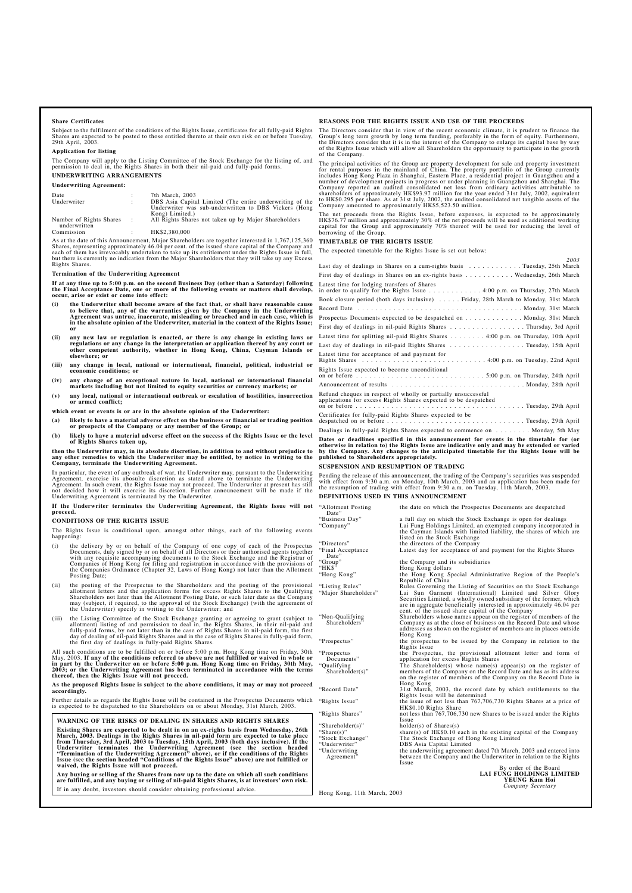### Share Certificates

Subject to the fulfilment of the conditions of the Rights Issue, certificates for all fully-paid Rights Shares are expected to be posted to those entitled thereto at their own risk on or before Tuesday, 29th April, 2003.

### Application for listing

The Company will apply to the Listing Committee of the Stock Exchange for the listing of, and permission to deal in, the Rights Shares in both their nil-paid and fully-paid forms.

## UNDERWRITING ARRANGEMENTS

### Underwriting Agreement:

| | | |
|---|---|---|
| Date | : | 7th March, 2003 |
| Underwriter | : | DBS Asia Capital Limited (The entire underwriting of the Underwriter was sub-underwritten to DBS Vickers (Hong Kong) Limited.) |
| Number of Rights Shares underwritten | : | All Rights Shares not taken up by Major Shareholders |
| Commission | : | HK$2,380,000 |

As at the date of this Announcement, Major Shareholders are together interested in 1,767,125,360 Shares, representing approximately 46.04 per cent. of the issued share capital of the Company and each of them has irrevocably undertaken to take up its entitlement under the Rights Issue in full, but there is currently no indication from the Major Shareholders that they will take up any Excess Rights Shares.

### Termination of the Underwriting Agreement

**If at any time up to 5:00 p.m. on the second Business Day (other than a Saturday) following the Final Acceptance Date, one or more of the following events or matters shall develop, occur, arise or exist or come into effect:**

**(i) the Underwriter shall become aware of the fact that, or shall have reasonable cause to believe that, any of the warranties given by the Company in the Underwriting Agreement was untrue, inaccurate, misleading or breached and in each case, which is in the absolute opinion of the Underwriter, material in the context of the Rights Issue; or**

**(ii) any new law or regulation is enacted, or there is any change in existing laws or regulations or any change in the interpretation or application thereof by any court or other competent authority, whether in Hong Kong, China, Cayman Islands or elsewhere; or**

**(iii) any change in local, national or international, financial, political, industrial or economic conditions; or**

**(iv) any change of an exceptional nature in local, national or international financial markets including but not limited to equity securities or currency markets; or**

**(v) any local, national or international outbreak or escalation of hostilities, insurrection or armed conflict;**

**which event or events is or are in the absolute opinion of the Underwriter:**

**(a) likely to have a material adverse effect on the business or financial or trading position or prospects of the Company or any member of the Group; or**

**(b) likely to have a material adverse effect on the success of the Rights Issue or the level of Rights Shares taken up,**

**then the Underwriter may, in its absolute discretion, in addition to and without prejudice to any other remedies to which the Underwriter may be entitled, by notice in writing to the Company, terminate the Underwriting Agreement.**

In particular, the event of any outbreak of war, the Underwriter may, pursuant to the Underwriting Agreement, exercise its absoulte discretion as stated above to terminate the Underwriting Agreement. In such event, the Rights Issue may not proceed. The Underwriter at present has still not decided how it will exercise its discretion. Further announcement will be made if the Underwriting Agreement is terminated by the Underwriter.

**If the Underwriter terminates the Underwriting Agreement, the Rights Issue will not proceed.**

## CONDITIONS OF THE RIGHTS ISSUE

The Rights Issue is conditional upon, amongst other things, each of the following events happening:

(i) the delivery by or on behalf of the Company of one copy of each of the Prospectus Documents, duly signed by or on behalf of all Directors or their authorised agents together with any requisite accompanying documents to the Stock Exchange and the Registrar of Companies of Hong Kong for filing and registration in accordance with the provisions of the Companies Ordinance (Chapter 32, Laws of Hong Kong) not later than the Allotment Posting Date;

(ii) the posting of the Prospectus to the Shareholders and the posting of the provisional allotment letters and the application forms for excess Rights Shares to the Qualifying Shareholders not later than the Allotment Posting Date, or such later date as the Company may (subject, if required, to the approval of the Stock Exchange) (with the agreement of the Underwriter) specify in writing to the Underwriter; and

(iii) the Listing Committee of the Stock Exchange granting or agreeing to grant (subject to allotment) listing of and permission to deal in, the Rights Shares, in their nil-paid and fully-paid forms, by not later than in the case of Rights Shares in nil-paid form, the first day of dealing of nil-paid Rights Shares and in the case of Rights Shares in fully-paid form, the first day of dealings in fully-paid Rights Shares.

All such conditions are to be fulfilled on or before 5:00 p.m. Hong Kong time on Friday, 30th May, 2003. **If any of the conditions referred to above are not fulfilled or waived in whole or in part by the Underwriter on or before 5:00 p.m. Hong Kong time on Friday, 30th May, 2003; or the Underwriting Agreement has been terminated in accordance with the terms thereof, then the Rights Issue will not proceed.**

**As the proposed Rights Issue is subject to the above conditions, it may or may not proceed accordingly.**

Further details as regards the Rights Issue will be contained in the Prospectus Documents which is expected to be dispatched to the Shareholders on or about Monday, 31st March, 2003.

## WARNING OF THE RISKS OF DEALING IN SHARES AND RIGHTS SHARES

**Existing Shares are expected to be dealt in on an ex-rights basis from Wednesday, 26th March, 2003. Dealings in the Rights Shares in nil-paid form are expected to take place from Thursday, 3rd April, 2003 to Tuesday, 15th April, 2003 (both days inclusive). If the Underwriter terminates the Underwriting Agreement (see the section headed "Termination of the Underwriting Agreement" above), or if the conditions of the Rights Issue (see the section headed "Conditions of the Rights Issue" above) are not fulfilled or waived, the Rights Issue will not proceed.**

**Any buying or selling of the Shares from now up to the date on which all such conditions are fulfilled, and any buying or selling of nil-paid Rights Shares, is at investors' own risk.**

If in any doubt, investors should consider obtaining professional advice.

## REASONS FOR THE RIGHTS ISSUE AND USE OF THE PROCEEDS

The Directors consider that in view of the recent economic climate, it is prudent to finance the Group's long term growth by long term funding, preferably in the form of equity. Furthermore, the Directors consider that it is in the interest of the Company to enlarge its capital base by way of the Rights Issue which will allow all Shareholders the opportunity to participate in the growth of the Company.

The principal activities of the Group are property development for sale and property investment for rental purposes in the mainland of China. The property portfolio of the Group currently includes Hong Kong Plaza in Shanghai, Eastern Place, a residential project in Guangzhou and a number of development projects in progress or under planning in Guangzhou and Shanghai. The Company reported an audited consolidated net loss from ordinary activities attributable to shareholders of approximately HK$93.97 million for the year ended 31st July, 2002, equivalent to HK$0.295 per share. As at 31st July, 2002, the audited consolidated net tangible assets of the Company amounted to approximately HK$5,523.50 million.

The net proceeds from the Rights Issue, before expenses, is expected to be approximately HK$76.77 million and approximately 30% of the net proceeds will be used as additional working capital for the Group and approximately 70% thereof will be used for reducing the level of borrowing of the Group.

## TIMETABLE OF THE RIGHTS ISSUE

The expected timetable for the Rights Issue is set out below:

| | *2003* |
|---|---|
| Last day of dealings in Shares on a cum-rights basis | Tuesday, 25th March |
| First day of dealings in Shares on an ex-rights basis | Wednesday, 26th March |
| Latest time for lodging transfers of Shares in order to qualify for the Rights Issue | 4:00 p.m. on Thursday, 27th March |
| Book closure period (both days inclusive) | Friday, 28th March to Monday, 31st March |
| Record Date | Monday, 31st March |
| Prospectus Documents expected to be despatched on | Monday, 31st March |
| First day of dealings in nil-paid Rights Shares | Thursday, 3rd April |
| Latest time for splitting nil-paid Rights Shares | 4:00 p.m. on Thursday, 10th April |
| Last day of dealings in nil-paid Rights Shares | Tuesday, 15th April |
| Latest time for acceptance of and payment for Rights Shares | 4:00 p.m. on Tuesday, 22nd April |
| Rights Issue expected to become unconditional on or before | 5:00 p.m. on Thursday, 24th April |
| Announcement of results | Monday, 28th April |
| Refund cheques in respect of wholly or partially unsuccessful applications for excess Rights Shares expected to be despatched on or before | Tuesday, 29th April |
| Certificates for fully-paid Rights Shares expected to be despatched on or before | Tuesday, 29th April |
| Dealings in fully-paid Rights Shares expected to commence on | Monday, 5th May |

**Dates or deadlines specified in this announcement for events in the timetable for (or otherwise in relation to) the Rights Issue are indicative only and may be extended or varied by the Company. Any changes to the anticipated timetable for the Rights Issue will be published to Shareholders appropriately.**

## SUSPENSION AND RESUMPTION OF TRADING

Pending the release of this announcement, the trading of the Company's securities was suspended with effect from 9:30 a.m. on Monday, 10th March, 2003 and an application has been made for the resumption of trading with effect from 9:30 a.m. on Tuesday, 11th March, 2003.

## DEFINITIONS USED IN THIS ANNOUNCEMENT

| | |
|---|---|
| "Allotment Posting Date" | the date on which the Prospectus Documents are despatched |
| "Business Day" | a full day on which the Stock Exchange is open for dealings |
| "Company" | Lai Fung Holdings Limited, an exempted company incorporated in the Cayman Islands with limited liability, the shares of which are listed on the Stock Exchange |
| "Directors" | the directors of the Company |
| "Final Acceptance Date" | Latest day for acceptance of and payment for the Rights Shares |
| "Group" | the Company and its subsidiaries |
| "HK$" | Hong Kong dollars |
| "Hong Kong" | the Hong Kong Special Administrative Region of the People's Republic of China |
| "Listing Rules" | Rules Governing the Listing of Securities on the Stock Exchange |
| "Major Shareholders" | Lai Sun Garment (International) Limited and Silver Glory Securities Limited, a wholly owned subsidiary of the former, which are in aggregate beneficially interested in approximately 46.04 per cent. of the issued share capital of the Company |
| "Non-Qualifying Shareholders" | Shareholders whose names appear on the register of members of the Company as at the close of business on the Record Date and whose addresses as shown on the register of members are in places outside Hong Kong |
| "Prospectus" | the prospectus to be issued by the Company in relation to the Rights Issue |
| "Prospectus Documents" | the Prospectus, the provisional allotment letter and form of application for excess Rights Shares |
| "Qualifying Shareholder(s)" | The Shareholder(s) whose name(s) appear(s) on the register of members of the Company on the Record Date and has as its address on the register of members of the Company on the Record Date in Hong Kong |
| "Record Date" | 31st March, 2003, the record date by which entitlements to the Rights Issue will be determined |
| "Rights Issue" | the issue of not less than 767,706,730 Rights Shares at a price of HK$0.10 Rights Share |
| "Rights Shares" | not less than 767,706,730 new Shares to be issued under the Rights Issue |
| "Shareholder(s)" | holder(s) of Shares(s) |
| "Share(s)" | share(s) of HK$0.10 each in the existing capital of the Company |
| "Stock Exchange" | The Stock Exchange of Hong Kong Limited |
| "Underwriter" | DBS Asia Capital Limited |
| "Underwriting Agreement" | the underwriting agreement dated 7th March, 2003 and entered into between the Company and the Underwriter in relation to the Rights Issue |

By order of the Board
**LAI FUNG HOLDINGS LIMITED**
**YEUNG Kam Hoi**
*Company Secretary*

Hong Kong, 11th March, 2003